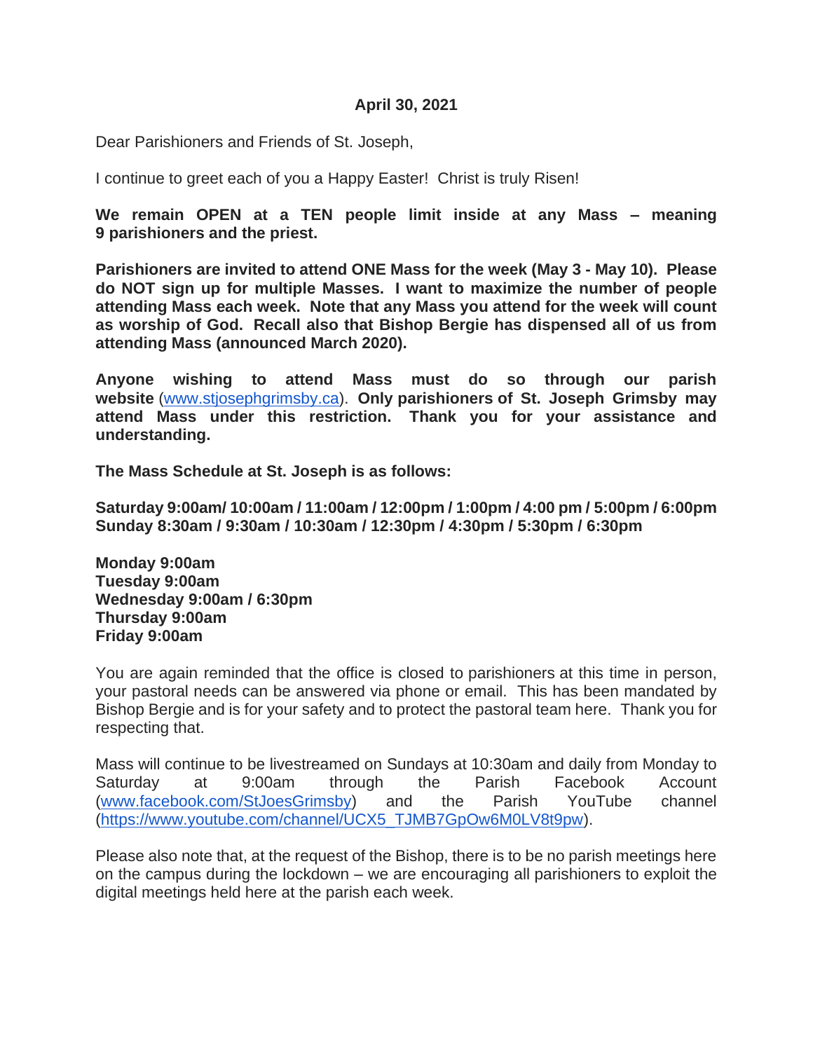**April 30, 2021**

Dear Parishioners and Friends of St. Joseph,

I continue to greet each of you a Happy Easter! Christ is truly Risen!

**We remain OPEN at a TEN people limit inside at any Mass – meaning 9 parishioners and the priest.**

**Parishioners are invited to attend ONE Mass for the week (May 3 - May 10). Please do NOT sign up for multiple Masses. I want to maximize the number of people attending Mass each week. Note that any Mass you attend for the week will count as worship of God. Recall also that Bishop Bergie has dispensed all of us from attending Mass (announced March 2020).**

**Anyone wishing to attend Mass must do so through our parish website** ([www.stjosephgrimsby.ca](http://www.stjosephgrimsby.ca)). **Only parishioners of St. Joseph Grimsby may attend Mass under this restriction. Thank you for your assistance and understanding.**

**The Mass Schedule at St. Joseph is as follows:**

**Saturday 9:00am/ 10:00am / 11:00am / 12:00pm / 1:00pm / 4:00 pm / 5:00pm / 6:00pm**
**Sunday 8:30am / 9:30am / 10:30am / 12:30pm / 4:30pm / 5:30pm / 6:30pm**

**Monday 9:00am**
**Tuesday 9:00am**
**Wednesday 9:00am / 6:30pm**
**Thursday 9:00am**
**Friday 9:00am**

You are again reminded that the office is closed to parishioners at this time in person, your pastoral needs can be answered via phone or email. This has been mandated by Bishop Bergie and is for your safety and to protect the pastoral team here. Thank you for respecting that.

Mass will continue to be livestreamed on Sundays at 10:30am and daily from Monday to Saturday at 9:00am through the Parish Facebook Account ([www.facebook.com/StJoesGrimsby](http://www.facebook.com/StJoesGrimsby)) and the Parish YouTube channel ([https://www.youtube.com/channel/UCX5_TJMB7GpOw6M0LV8t9pw](https://www.youtube.com/channel/UCX5_TJMB7GpOw6M0LV8t9pw)).

Please also note that, at the request of the Bishop, there is to be no parish meetings here on the campus during the lockdown – we are encouraging all parishioners to exploit the digital meetings held here at the parish each week.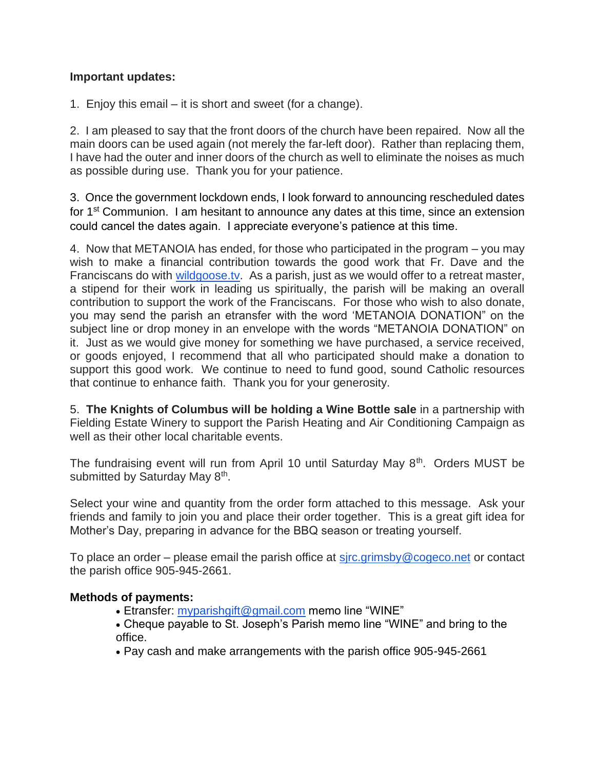**Important updates:**

1. Enjoy this email – it is short and sweet (for a change).

2. I am pleased to say that the front doors of the church have been repaired. Now all the main doors can be used again (not merely the far-left door). Rather than replacing them, I have had the outer and inner doors of the church as well to eliminate the noises as much as possible during use. Thank you for your patience.

3. Once the government lockdown ends, I look forward to announcing rescheduled dates for 1st Communion. I am hesitant to announce any dates at this time, since an extension could cancel the dates again. I appreciate everyone's patience at this time.

4. Now that METANOIA has ended, for those who participated in the program – you may wish to make a financial contribution towards the good work that Fr. Dave and the Franciscans do with [wildgoose.tv](wildgoose.tv). As a parish, just as we would offer to a retreat master, a stipend for their work in leading us spiritually, the parish will be making an overall contribution to support the work of the Franciscans. For those who wish to also donate, you may send the parish an etransfer with the word 'METANOIA DONATION" on the subject line or drop money in an envelope with the words "METANOIA DONATION" on it. Just as we would give money for something we have purchased, a service received, or goods enjoyed, I recommend that all who participated should make a donation to support this good work. We continue to need to fund good, sound Catholic resources that continue to enhance faith. Thank you for your generosity.

5. **The Knights of Columbus will be holding a Wine Bottle sale** in a partnership with Fielding Estate Winery to support the Parish Heating and Air Conditioning Campaign as well as their other local charitable events.

The fundraising event will run from April 10 until Saturday May 8th. Orders MUST be submitted by Saturday May 8th.

Select your wine and quantity from the order form attached to this message. Ask your friends and family to join you and place their order together. This is a great gift idea for Mother's Day, preparing in advance for the BBQ season or treating yourself.

To place an order – please email the parish office at [sjrc.grimsby@cogeco.net](mailto:sjrc.grimsby@cogeco.net) or contact the parish office 905-945-2661.

**Methods of payments:**

- Etransfer: [myparishgift@gmail.com](mailto:myparishgift@gmail.com) memo line "WINE"
- Cheque payable to St. Joseph's Parish memo line "WINE" and bring to the office.
- Pay cash and make arrangements with the parish office 905-945-2661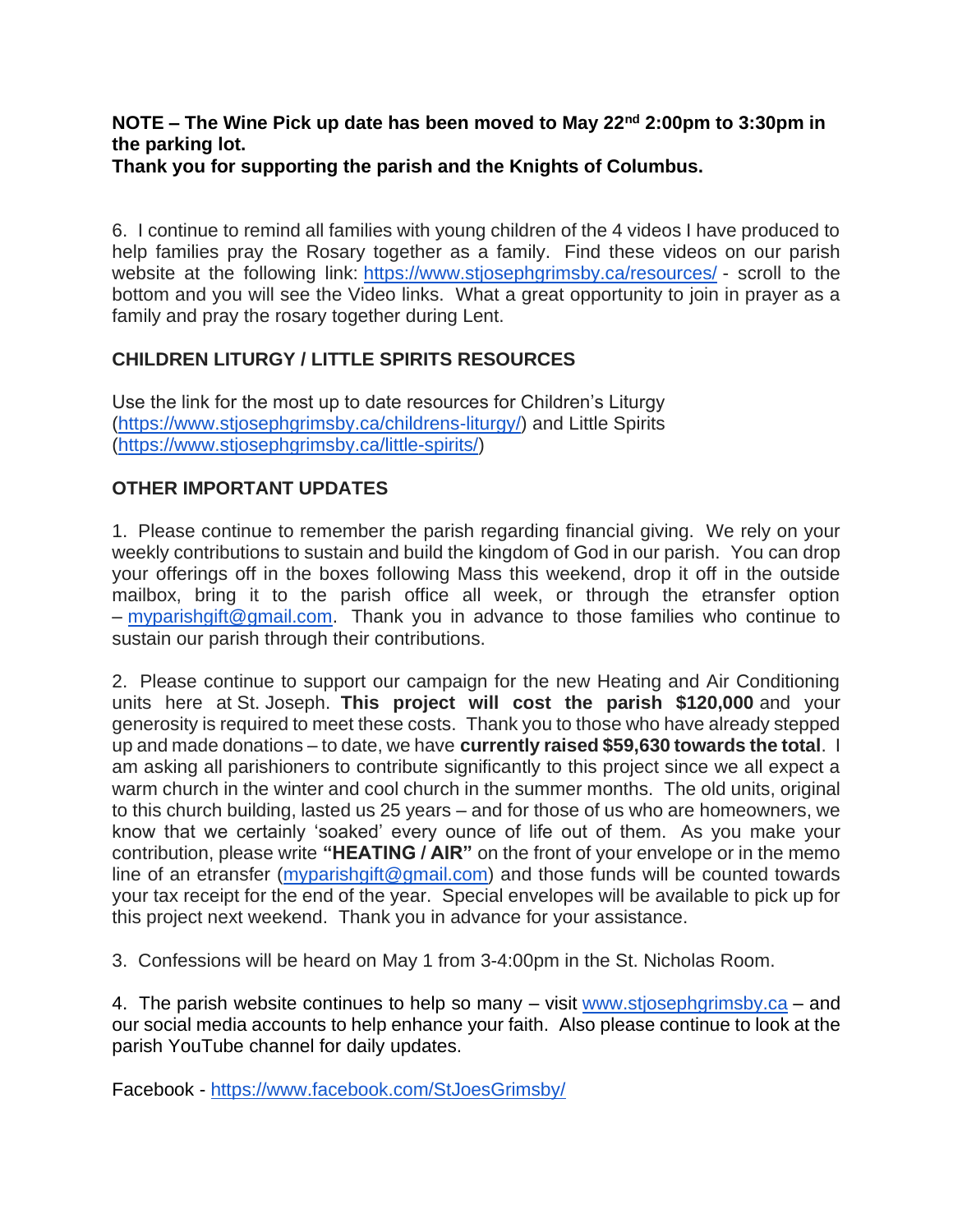**NOTE – The Wine Pick up date has been moved to May 22nd 2:00pm to 3:30pm in the parking lot.**
**Thank you for supporting the parish and the Knights of Columbus.**

6. I continue to remind all families with young children of the 4 videos I have produced to help families pray the Rosary together as a family. Find these videos on our parish website at the following link: https://www.stjosephgrimsby.ca/resources/ - scroll to the bottom and you will see the Video links. What a great opportunity to join in prayer as a family and pray the rosary together during Lent.

**CHILDREN LITURGY / LITTLE SPIRITS RESOURCES**

Use the link for the most up to date resources for Children's Liturgy (https://www.stjosephgrimsby.ca/childrens-liturgy/) and Little Spirits (https://www.stjosephgrimsby.ca/little-spirits/)

**OTHER IMPORTANT UPDATES**

1. Please continue to remember the parish regarding financial giving. We rely on your weekly contributions to sustain and build the kingdom of God in our parish. You can drop your offerings off in the boxes following Mass this weekend, drop it off in the outside mailbox, bring it to the parish office all week, or through the etransfer option – myparishgift@gmail.com. Thank you in advance to those families who continue to sustain our parish through their contributions.

2. Please continue to support our campaign for the new Heating and Air Conditioning units here at St. Joseph. **This project will cost the parish $120,000** and your generosity is required to meet these costs. Thank you to those who have already stepped up and made donations – to date, we have **currently raised $59,630 towards the total**. I am asking all parishioners to contribute significantly to this project since we all expect a warm church in the winter and cool church in the summer months. The old units, original to this church building, lasted us 25 years – and for those of us who are homeowners, we know that we certainly 'soaked' every ounce of life out of them. As you make your contribution, please write **"HEATING / AIR"** on the front of your envelope or in the memo line of an etransfer (myparishgift@gmail.com) and those funds will be counted towards your tax receipt for the end of the year. Special envelopes will be available to pick up for this project next weekend. Thank you in advance for your assistance.

3. Confessions will be heard on May 1 from 3-4:00pm in the St. Nicholas Room.

4. The parish website continues to help so many – visit www.stjosephgrimsby.ca – and our social media accounts to help enhance your faith. Also please continue to look at the parish YouTube channel for daily updates.

Facebook - https://www.facebook.com/StJoesGrimsby/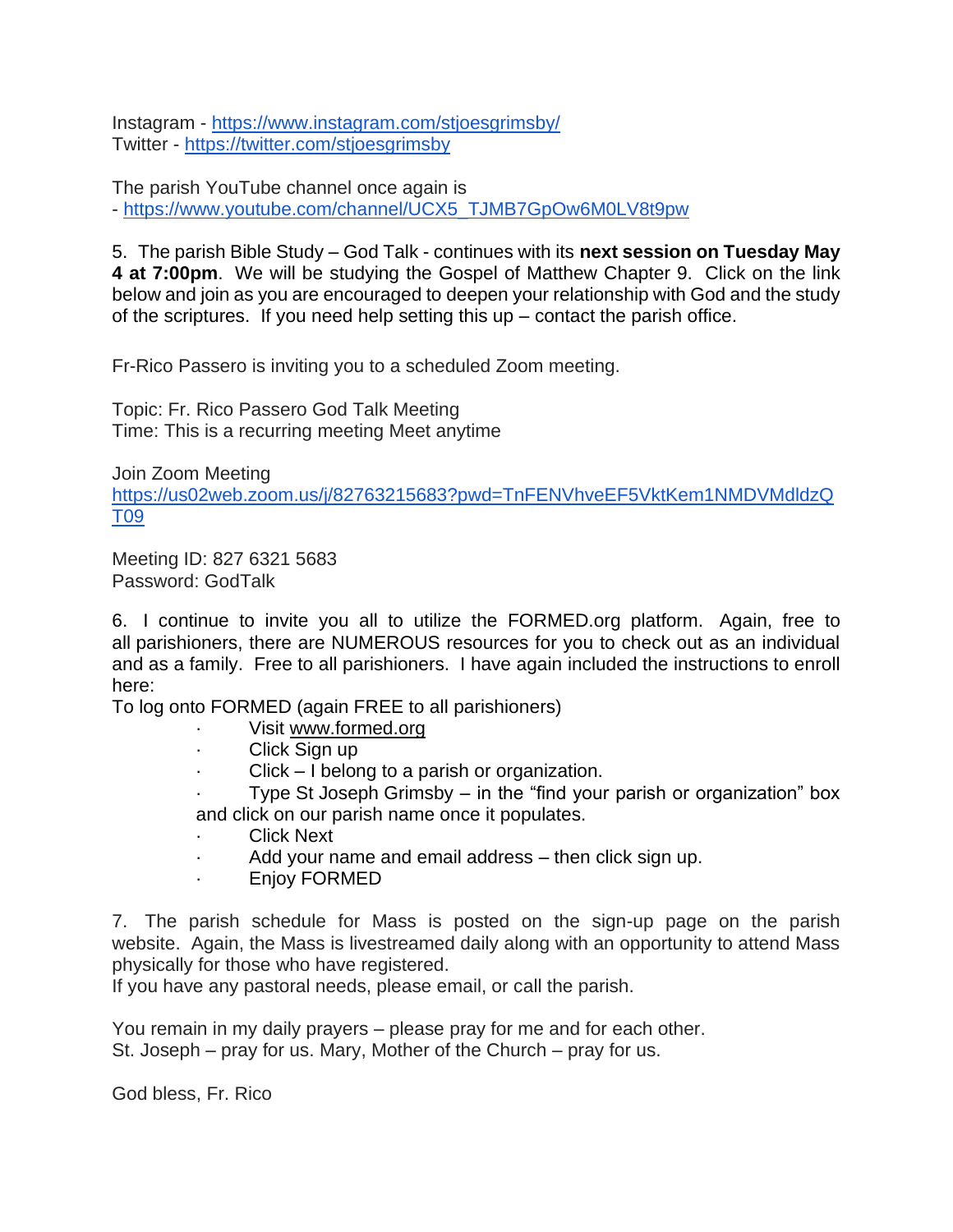Instagram - https://www.instagram.com/stjoesgrimsby/
Twitter - https://twitter.com/stjoesgrimsby

The parish YouTube channel once again is
- https://www.youtube.com/channel/UCX5_TJMB7GpOw6M0LV8t9pw

5. The parish Bible Study – God Talk - continues with its **next session on Tuesday May 4 at 7:00pm**. We will be studying the Gospel of Matthew Chapter 9. Click on the link below and join as you are encouraged to deepen your relationship with God and the study of the scriptures. If you need help setting this up – contact the parish office.

Fr-Rico Passero is inviting you to a scheduled Zoom meeting.

Topic: Fr. Rico Passero God Talk Meeting
Time: This is a recurring meeting Meet anytime

Join Zoom Meeting
https://us02web.zoom.us/j/82763215683?pwd=TnFENVhveEF5VktKem1NMDVMdldzQT09

Meeting ID: 827 6321 5683
Password: GodTalk

6. I continue to invite you all to utilize the FORMED.org platform. Again, free to all parishioners, there are NUMEROUS resources for you to check out as an individual and as a family. Free to all parishioners. I have again included the instructions to enroll here:
To log onto FORMED (again FREE to all parishioners)

- Visit www.formed.org
- Click Sign up
- Click – I belong to a parish or organization.
- Type St Joseph Grimsby – in the "find your parish or organization" box and click on our parish name once it populates.
- Click Next
- Add your name and email address – then click sign up.
- Enjoy FORMED

7. The parish schedule for Mass is posted on the sign-up page on the parish website. Again, the Mass is livestreamed daily along with an opportunity to attend Mass physically for those who have registered.
If you have any pastoral needs, please email, or call the parish.

You remain in my daily prayers – please pray for me and for each other.
St. Joseph – pray for us. Mary, Mother of the Church – pray for us.

God bless, Fr. Rico